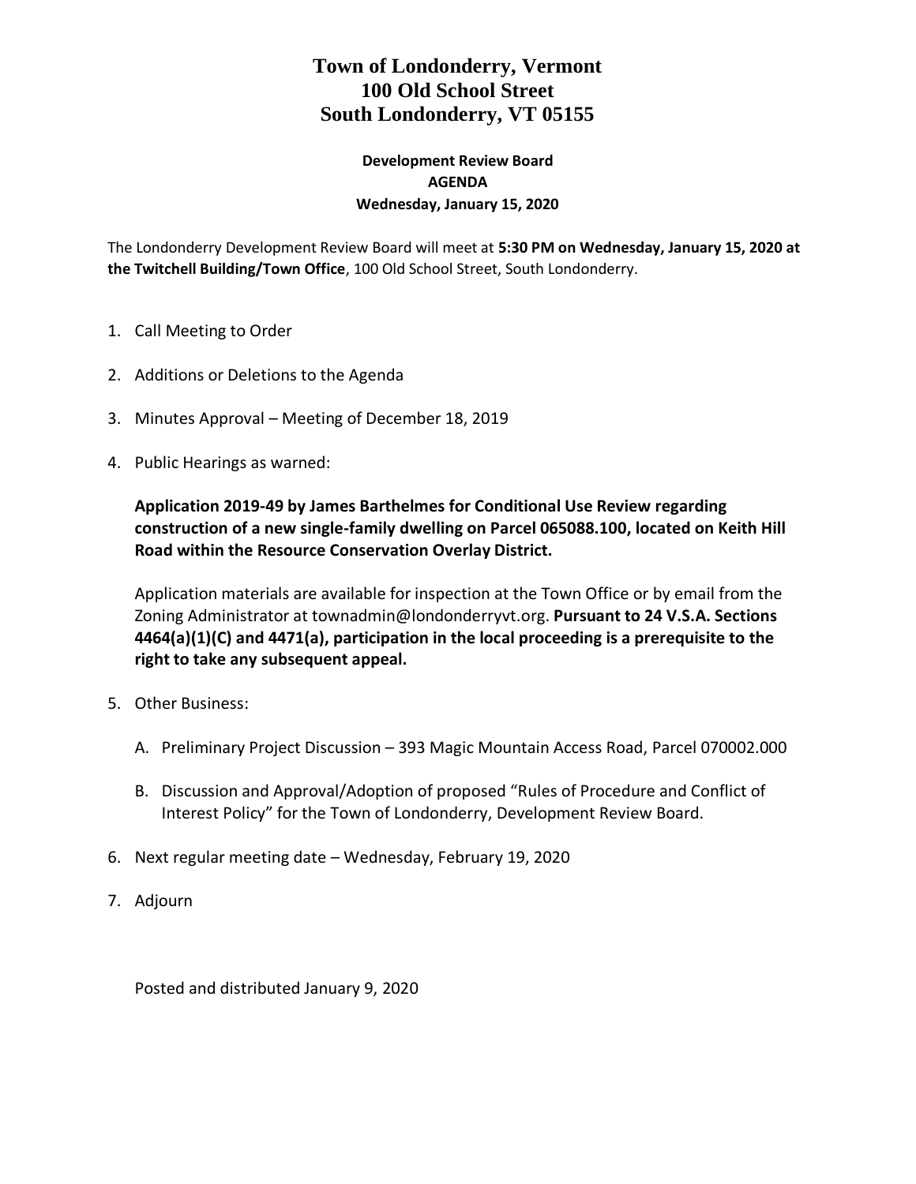# Town of Londonderry, Vermont
# 100 Old School Street
# South Londonderry, VT 05155

**Development Review Board**
**AGENDA**
**Wednesday, January 15, 2020**

The Londonderry Development Review Board will meet at **5:30 PM on Wednesday, January 15, 2020 at the Twitchell Building/Town Office**, 100 Old School Street, South Londonderry.

1. Call Meeting to Order

2. Additions or Deletions to the Agenda

3. Minutes Approval – Meeting of December 18, 2019

4. Public Hearings as warned:

   **Application 2019-49 by James Barthelmes for Conditional Use Review regarding construction of a new single-family dwelling on Parcel 065088.100, located on Keith Hill Road within the Resource Conservation Overlay District.**

   Application materials are available for inspection at the Town Office or by email from the Zoning Administrator at townadmin@londonderryvt.org. **Pursuant to 24 V.S.A. Sections 4464(a)(1)(C) and 4471(a), participation in the local proceeding is a prerequisite to the right to take any subsequent appeal.**

5. Other Business:

   A. Preliminary Project Discussion – 393 Magic Mountain Access Road, Parcel 070002.000

   B. Discussion and Approval/Adoption of proposed "Rules of Procedure and Conflict of Interest Policy" for the Town of Londonderry, Development Review Board.

6. Next regular meeting date – Wednesday, February 19, 2020

7. Adjourn

Posted and distributed January 9, 2020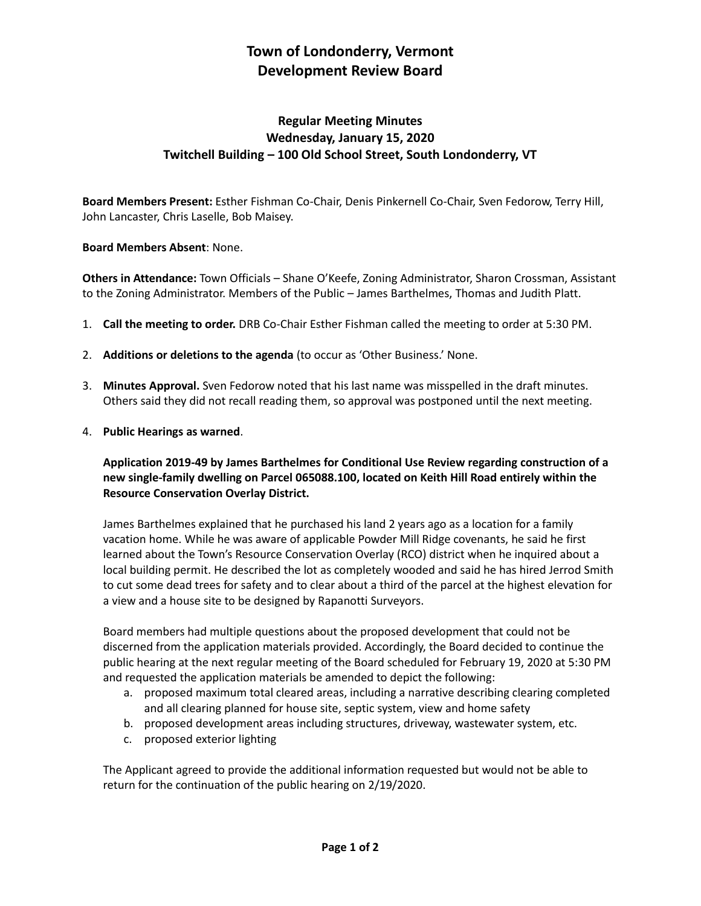# Town of Londonderry, Vermont
# Development Review Board

## Regular Meeting Minutes
## Wednesday, January 15, 2020
## Twitchell Building – 100 Old School Street, South Londonderry, VT

**Board Members Present:** Esther Fishman Co-Chair, Denis Pinkernell Co-Chair, Sven Fedorow, Terry Hill, John Lancaster, Chris Laselle, Bob Maisey.

**Board Members Absent**: None.

**Others in Attendance:** Town Officials – Shane O'Keefe, Zoning Administrator, Sharon Crossman, Assistant to the Zoning Administrator. Members of the Public – James Barthelmes, Thomas and Judith Platt.

1. **Call the meeting to order.** DRB Co-Chair Esther Fishman called the meeting to order at 5:30 PM.

2. **Additions or deletions to the agenda** (to occur as 'Other Business.' None.

3. **Minutes Approval.** Sven Fedorow noted that his last name was misspelled in the draft minutes. Others said they did not recall reading them, so approval was postponed until the next meeting.

4. **Public Hearings as warned**.

   **Application 2019-49 by James Barthelmes for Conditional Use Review regarding construction of a new single-family dwelling on Parcel 065088.100, located on Keith Hill Road entirely within the Resource Conservation Overlay District.**

   James Barthelmes explained that he purchased his land 2 years ago as a location for a family vacation home. While he was aware of applicable Powder Mill Ridge covenants, he said he first learned about the Town's Resource Conservation Overlay (RCO) district when he inquired about a local building permit. He described the lot as completely wooded and said he has hired Jerrod Smith to cut some dead trees for safety and to clear about a third of the parcel at the highest elevation for a view and a house site to be designed by Rapanotti Surveyors.

   Board members had multiple questions about the proposed development that could not be discerned from the application materials provided. Accordingly, the Board decided to continue the public hearing at the next regular meeting of the Board scheduled for February 19, 2020 at 5:30 PM and requested the application materials be amended to depict the following:

   a. proposed maximum total cleared areas, including a narrative describing clearing completed and all clearing planned for house site, septic system, view and home safety
   b. proposed development areas including structures, driveway, wastewater system, etc.
   c. proposed exterior lighting

   The Applicant agreed to provide the additional information requested but would not be able to return for the continuation of the public hearing on 2/19/2020.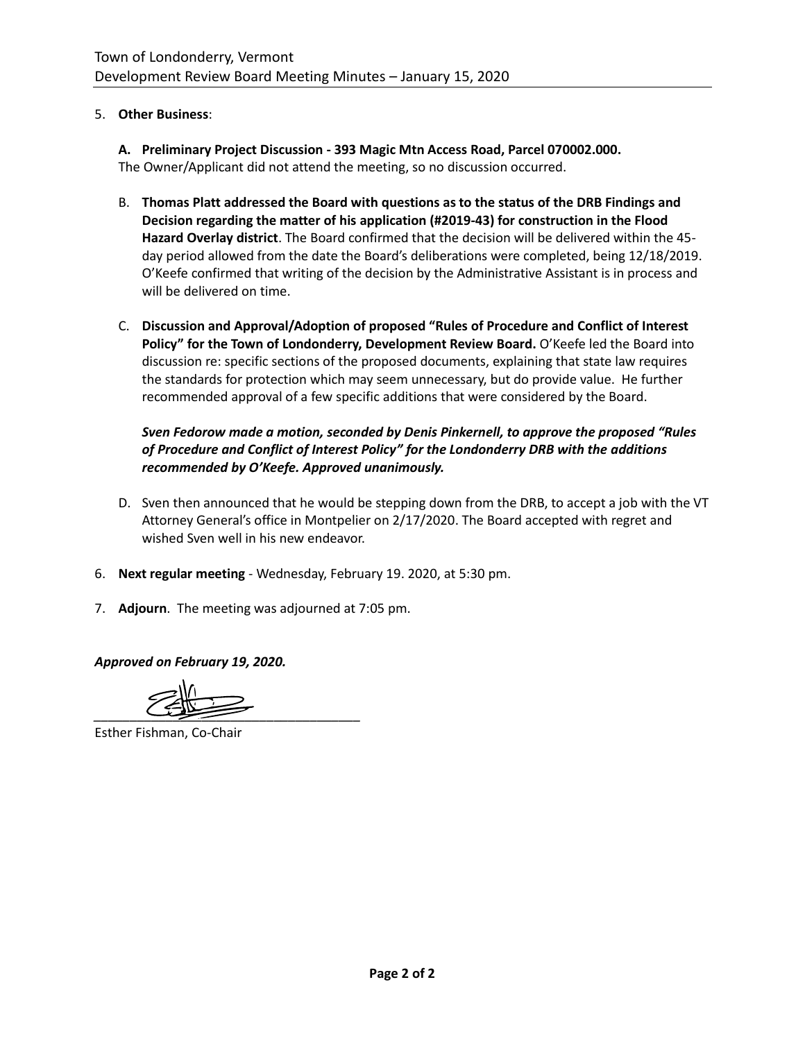5. **Other Business**:

   **A. Preliminary Project Discussion - 393 Magic Mtn Access Road, Parcel 070002.000.**
   The Owner/Applicant did not attend the meeting, so no discussion occurred.

   B. **Thomas Platt addressed the Board with questions as to the status of the DRB Findings and Decision regarding the matter of his application (#2019-43) for construction in the Flood Hazard Overlay district**. The Board confirmed that the decision will be delivered within the 45-day period allowed from the date the Board's deliberations were completed, being 12/18/2019. O'Keefe confirmed that writing of the decision by the Administrative Assistant is in process and will be delivered on time.

   C. **Discussion and Approval/Adoption of proposed "Rules of Procedure and Conflict of Interest Policy" for the Town of Londonderry, Development Review Board.** O'Keefe led the Board into discussion re: specific sections of the proposed documents, explaining that state law requires the standards for protection which may seem unnecessary, but do provide value. He further recommended approval of a few specific additions that were considered by the Board.

   ***Sven Fedorow made a motion, seconded by Denis Pinkernell, to approve the proposed "Rules of Procedure and Conflict of Interest Policy" for the Londonderry DRB with the additions recommended by O'Keefe. Approved unanimously.***

   D. Sven then announced that he would be stepping down from the DRB, to accept a job with the VT Attorney General's office in Montpelier on 2/17/2020. The Board accepted with regret and wished Sven well in his new endeavor.

6. **Next regular meeting** - Wednesday, February 19. 2020, at 5:30 pm.

7. **Adjourn**. The meeting was adjourned at 7:05 pm.

***Approved on February 19, 2020.***

\_\_\_\_\_\_\_\_\_\_\_\_\_\_\_\_\_\_\_\_\_\_\_\_\_\_\_\_\_\_\_\_\_\_\_\_

Esther Fishman, Co-Chair